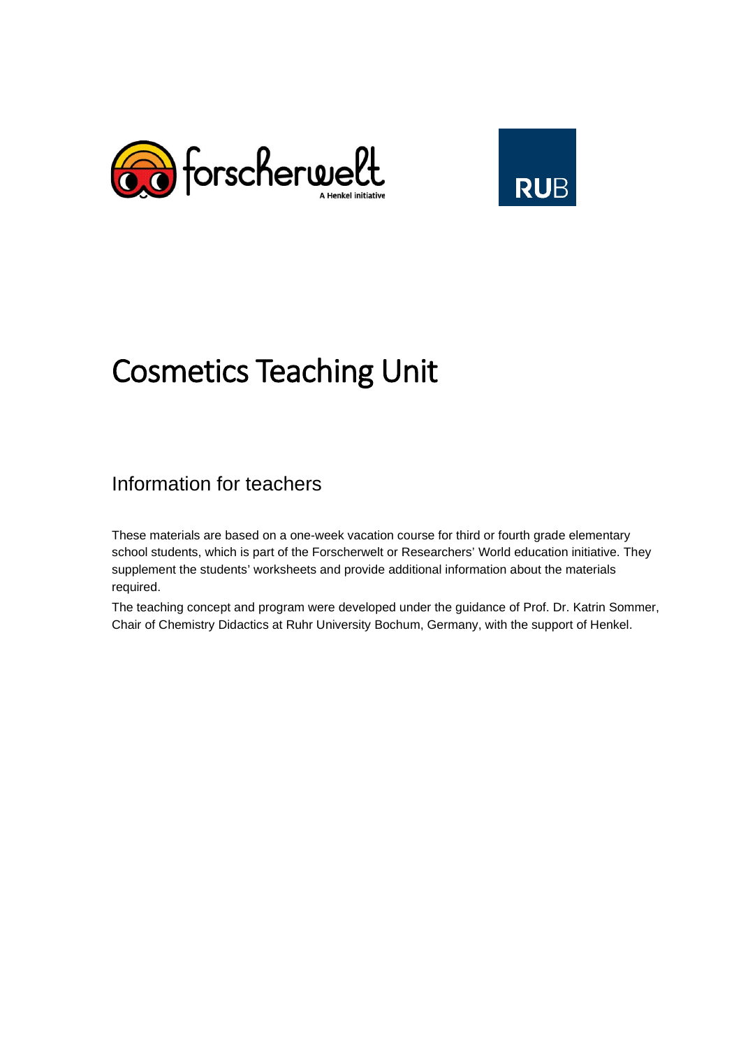# Cosmetics Teaching Unit

## Information for teachers

These materials are based on a one-week vacation course for third or fourth grade elementary school students, which is part of the Forscherwelt or Researchers' World education initiative. They supplement the students' worksheets and provide additional information about the materials required.

The teaching concept and program were developed under the guidance of Prof. Dr. Katrin Sommer, Chair of Chemistry Didactics at Ruhr University Bochum, Germany, with the support of Henkel.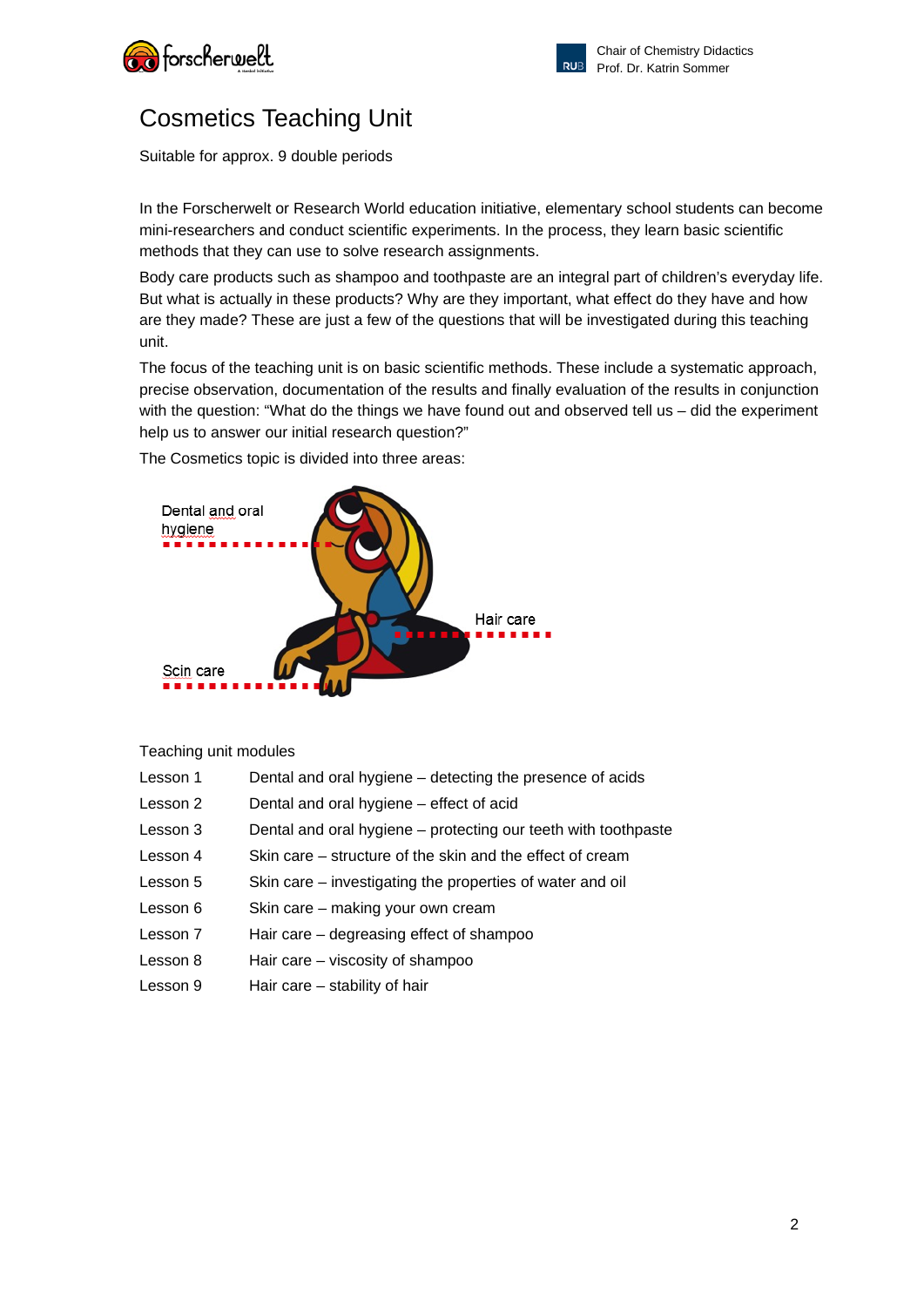# Cosmetics Teaching Unit

Suitable for approx. 9 double periods

In the Forscherwelt or Research World education initiative, elementary school students can become mini-researchers and conduct scientific experiments. In the process, they learn basic scientific methods that they can use to solve research assignments.

Body care products such as shampoo and toothpaste are an integral part of children's everyday life. But what is actually in these products? Why are they important, what effect do they have and how are they made? These are just a few of the questions that will be investigated during this teaching unit.

The focus of the teaching unit is on basic scientific methods. These include a systematic approach, precise observation, documentation of the results and finally evaluation of the results in conjunction with the question: "What do the things we have found out and observed tell us – did the experiment help us to answer our initial research question?"

The Cosmetics topic is divided into three areas:

Dental and oral hygiene

Hair care

Scin care

Teaching unit modules

| | |
|---|---|
| Lesson 1 | Dental and oral hygiene – detecting the presence of acids |
| Lesson 2 | Dental and oral hygiene – effect of acid |
| Lesson 3 | Dental and oral hygiene – protecting our teeth with toothpaste |
| Lesson 4 | Skin care – structure of the skin and the effect of cream |
| Lesson 5 | Skin care – investigating the properties of water and oil |
| Lesson 6 | Skin care – making your own cream |
| Lesson 7 | Hair care – degreasing effect of shampoo |
| Lesson 8 | Hair care – viscosity of shampoo |
| Lesson 9 | Hair care – stability of hair |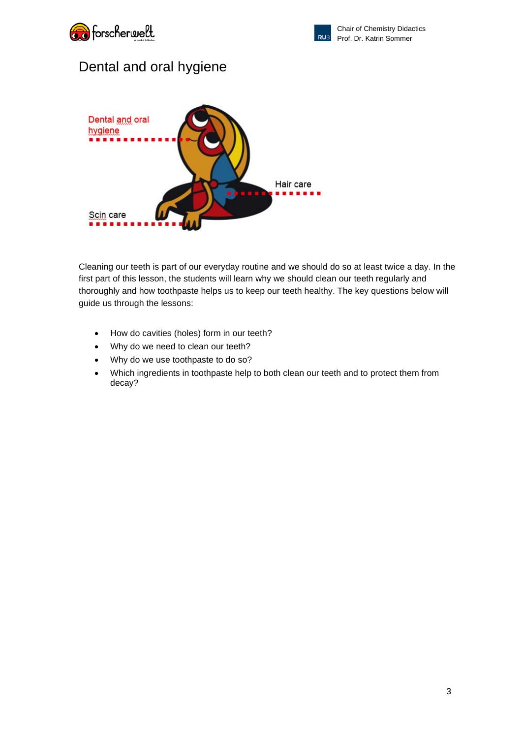# Dental and oral hygiene

Dental and oral hygiene

Hair care

Scin care

Cleaning our teeth is part of our everyday routine and we should do so at least twice a day. In the first part of this lesson, the students will learn why we should clean our teeth regularly and thoroughly and how toothpaste helps us to keep our teeth healthy. The key questions below will guide us through the lessons:

- How do cavities (holes) form in our teeth?
- Why do we need to clean our teeth?
- Why do we use toothpaste to do so?
- Which ingredients in toothpaste help to both clean our teeth and to protect them from decay?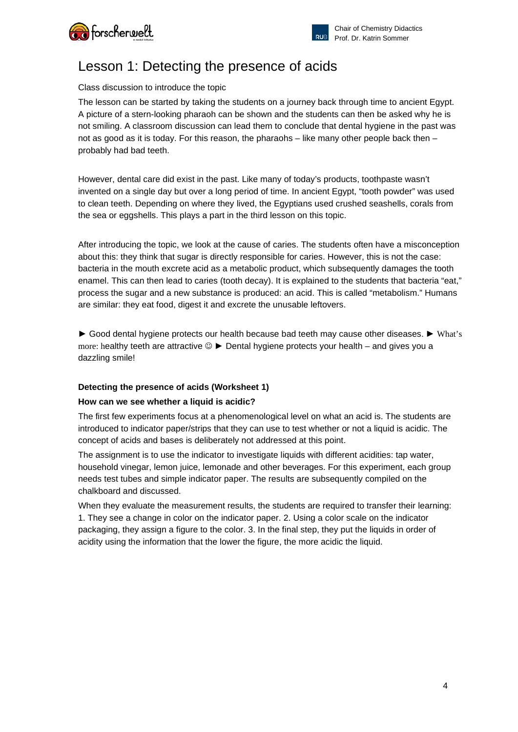# Lesson 1: Detecting the presence of acids

Class discussion to introduce the topic

The lesson can be started by taking the students on a journey back through time to ancient Egypt. A picture of a stern-looking pharaoh can be shown and the students can then be asked why he is not smiling. A classroom discussion can lead them to conclude that dental hygiene in the past was not as good as it is today. For this reason, the pharaohs – like many other people back then – probably had bad teeth.

However, dental care did exist in the past. Like many of today's products, toothpaste wasn't invented on a single day but over a long period of time. In ancient Egypt, "tooth powder" was used to clean teeth. Depending on where they lived, the Egyptians used crushed seashells, corals from the sea or eggshells. This plays a part in the third lesson on this topic.

After introducing the topic, we look at the cause of caries. The students often have a misconception about this: they think that sugar is directly responsible for caries. However, this is not the case: bacteria in the mouth excrete acid as a metabolic product, which subsequently damages the tooth enamel. This can then lead to caries (tooth decay). It is explained to the students that bacteria "eat," process the sugar and a new substance is produced: an acid. This is called "metabolism." Humans are similar: they eat food, digest it and excrete the unusable leftovers.

► Good dental hygiene protects our health because bad teeth may cause other diseases. ► What's more: healthy teeth are attractive ☺ ► Dental hygiene protects your health – and gives you a dazzling smile!

**Detecting the presence of acids (Worksheet 1)**

**How can we see whether a liquid is acidic?**

The first few experiments focus at a phenomenological level on what an acid is. The students are introduced to indicator paper/strips that they can use to test whether or not a liquid is acidic. The concept of acids and bases is deliberately not addressed at this point.

The assignment is to use the indicator to investigate liquids with different acidities: tap water, household vinegar, lemon juice, lemonade and other beverages. For this experiment, each group needs test tubes and simple indicator paper. The results are subsequently compiled on the chalkboard and discussed.

When they evaluate the measurement results, the students are required to transfer their learning: 1. They see a change in color on the indicator paper. 2. Using a color scale on the indicator packaging, they assign a figure to the color. 3. In the final step, they put the liquids in order of acidity using the information that the lower the figure, the more acidic the liquid.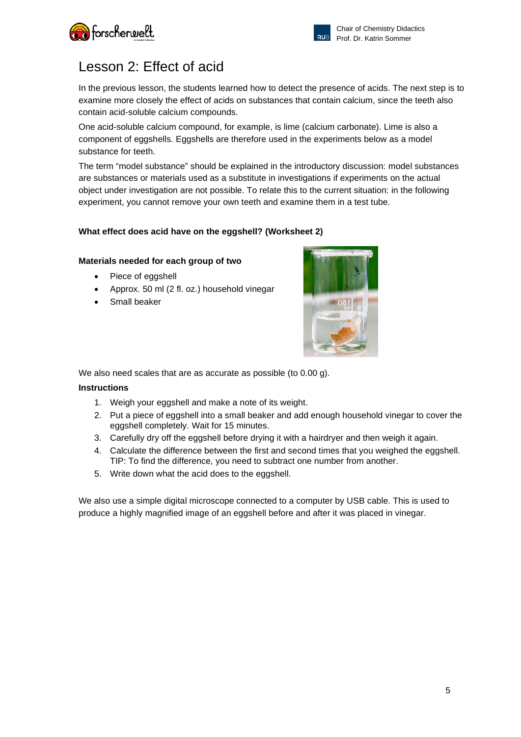# Lesson 2: Effect of acid

In the previous lesson, the students learned how to detect the presence of acids. The next step is to examine more closely the effect of acids on substances that contain calcium, since the teeth also contain acid-soluble calcium compounds.

One acid-soluble calcium compound, for example, is lime (calcium carbonate). Lime is also a component of eggshells. Eggshells are therefore used in the experiments below as a model substance for teeth.

The term "model substance" should be explained in the introductory discussion: model substances are substances or materials used as a substitute in investigations if experiments on the actual object under investigation are not possible. To relate this to the current situation: in the following experiment, you cannot remove your own teeth and examine them in a test tube.

**What effect does acid have on the eggshell? (Worksheet 2)**

**Materials needed for each group of two**

- Piece of eggshell
- Approx. 50 ml (2 fl. oz.) household vinegar
- Small beaker

We also need scales that are as accurate as possible (to 0.00 g).

**Instructions**

1. Weigh your eggshell and make a note of its weight.
2. Put a piece of eggshell into a small beaker and add enough household vinegar to cover the eggshell completely. Wait for 15 minutes.
3. Carefully dry off the eggshell before drying it with a hairdryer and then weigh it again.
4. Calculate the difference between the first and second times that you weighed the eggshell. TIP: To find the difference, you need to subtract one number from another.
5. Write down what the acid does to the eggshell.

We also use a simple digital microscope connected to a computer by USB cable. This is used to produce a highly magnified image of an eggshell before and after it was placed in vinegar.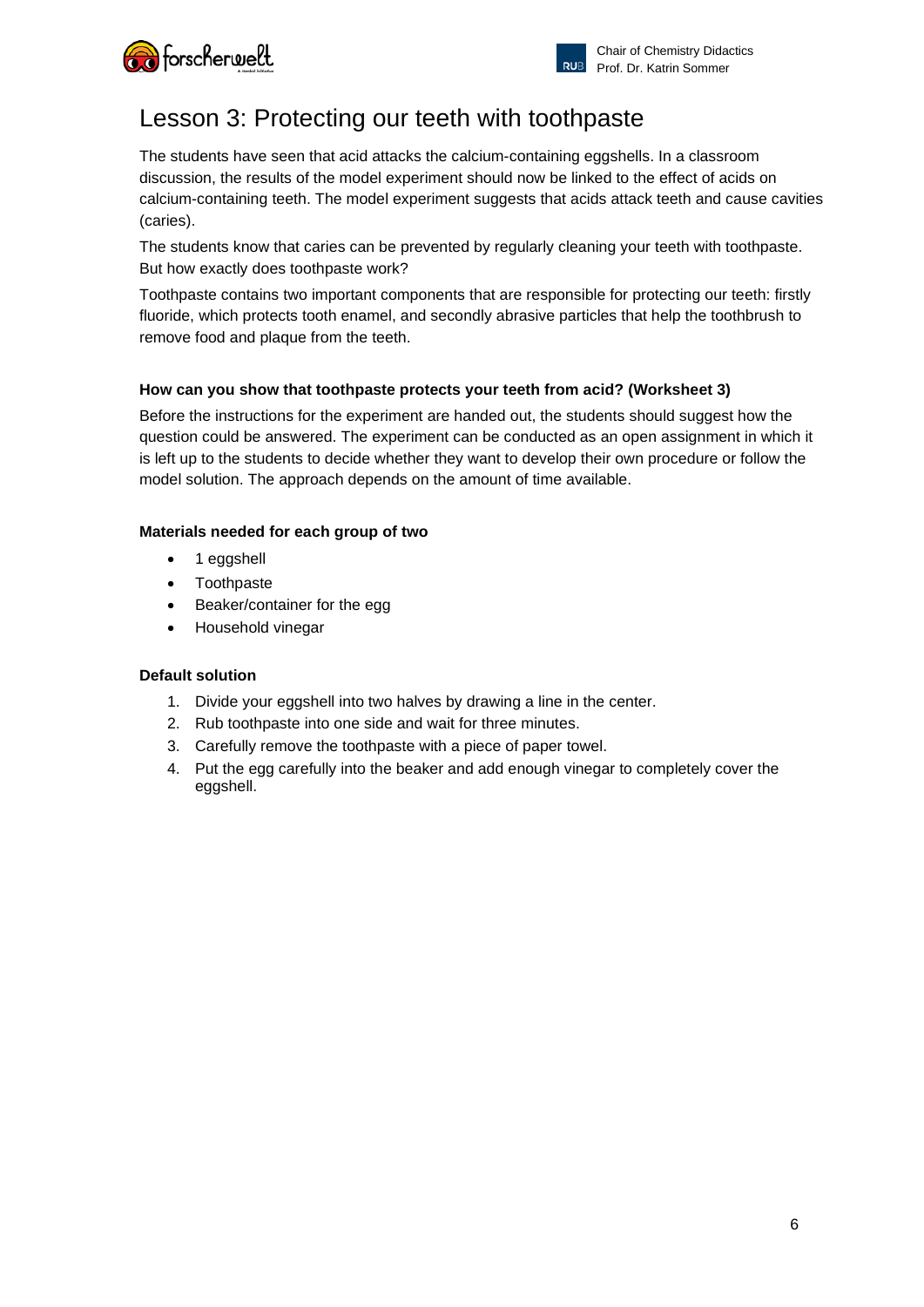# Lesson 3: Protecting our teeth with toothpaste

The students have seen that acid attacks the calcium-containing eggshells. In a classroom discussion, the results of the model experiment should now be linked to the effect of acids on calcium-containing teeth. The model experiment suggests that acids attack teeth and cause cavities (caries).

The students know that caries can be prevented by regularly cleaning your teeth with toothpaste. But how exactly does toothpaste work?

Toothpaste contains two important components that are responsible for protecting our teeth: firstly fluoride, which protects tooth enamel, and secondly abrasive particles that help the toothbrush to remove food and plaque from the teeth.

**How can you show that toothpaste protects your teeth from acid? (Worksheet 3)**

Before the instructions for the experiment are handed out, the students should suggest how the question could be answered. The experiment can be conducted as an open assignment in which it is left up to the students to decide whether they want to develop their own procedure or follow the model solution. The approach depends on the amount of time available.

**Materials needed for each group of two**

- 1 eggshell
- Toothpaste
- Beaker/container for the egg
- Household vinegar

**Default solution**

1. Divide your eggshell into two halves by drawing a line in the center.
2. Rub toothpaste into one side and wait for three minutes.
3. Carefully remove the toothpaste with a piece of paper towel.
4. Put the egg carefully into the beaker and add enough vinegar to completely cover the eggshell.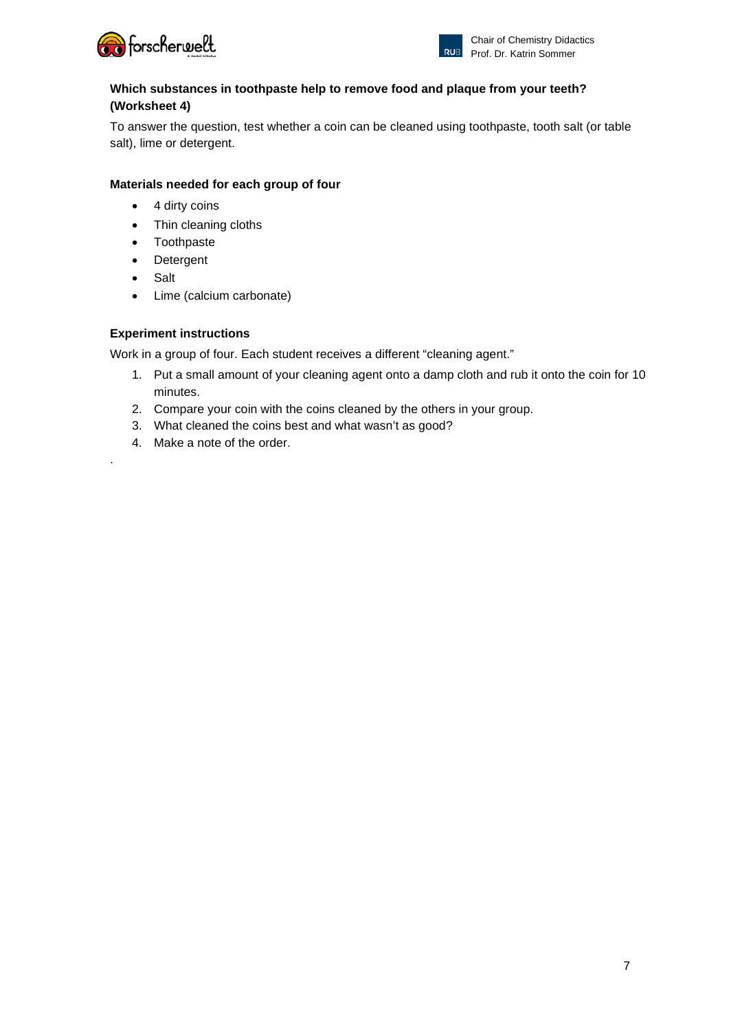**Which substances in toothpaste help to remove food and plaque from your teeth? (Worksheet 4)**

To answer the question, test whether a coin can be cleaned using toothpaste, tooth salt (or table salt), lime or detergent.

**Materials needed for each group of four**

- 4 dirty coins
- Thin cleaning cloths
- Toothpaste
- Detergent
- Salt
- Lime (calcium carbonate)

**Experiment instructions**

Work in a group of four. Each student receives a different "cleaning agent."

1. Put a small amount of your cleaning agent onto a damp cloth and rub it onto the coin for 10 minutes.
2. Compare your coin with the coins cleaned by the others in your group.
3. What cleaned the coins best and what wasn't as good?
4. Make a note of the order.

.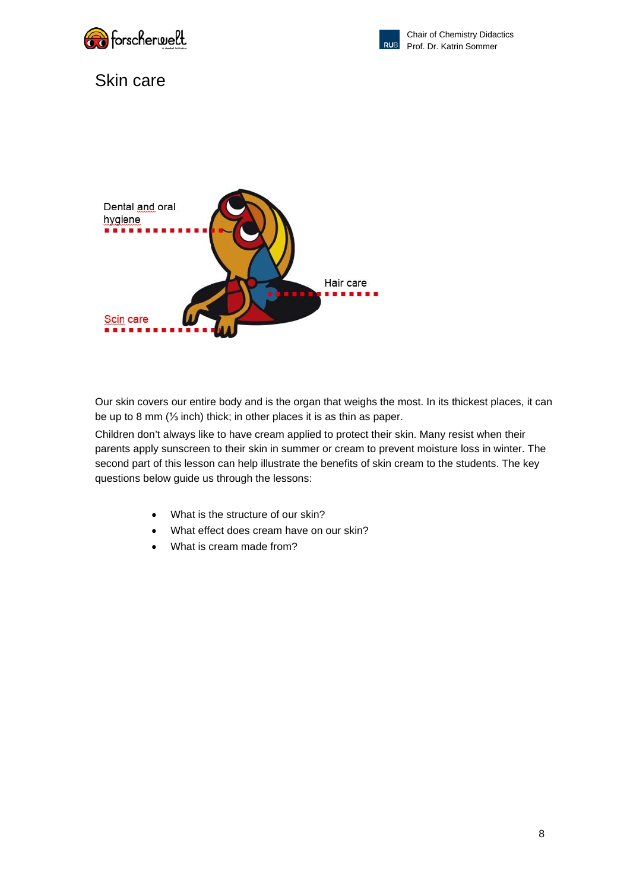# Skin care

Dental and oral hygiene

Hair care

Scin care

Our skin covers our entire body and is the organ that weighs the most. In its thickest places, it can be up to 8 mm (⅓ inch) thick; in other places it is as thin as paper.

Children don't always like to have cream applied to protect their skin. Many resist when their parents apply sunscreen to their skin in summer or cream to prevent moisture loss in winter. The second part of this lesson can help illustrate the benefits of skin cream to the students. The key questions below guide us through the lessons:

- What is the structure of our skin?
- What effect does cream have on our skin?
- What is cream made from?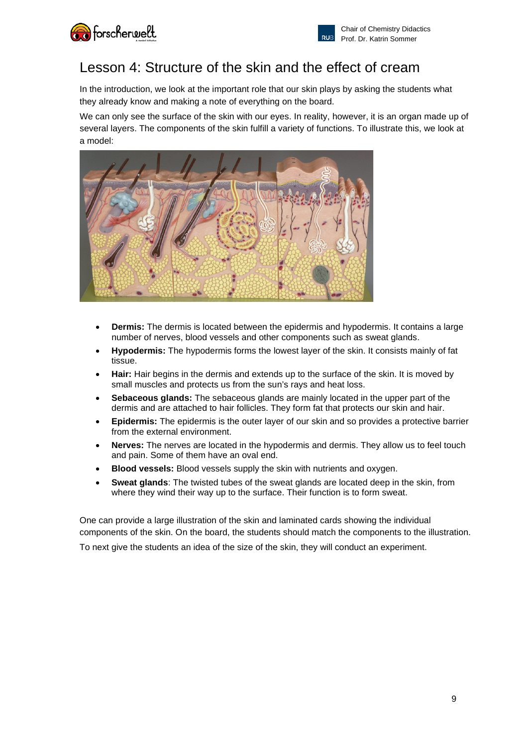# Lesson 4: Structure of the skin and the effect of cream

In the introduction, we look at the important role that our skin plays by asking the students what they already know and making a note of everything on the board.

We can only see the surface of the skin with our eyes. In reality, however, it is an organ made up of several layers. The components of the skin fulfill a variety of functions. To illustrate this, we look at a model:

- **Dermis:** The dermis is located between the epidermis and hypodermis. It contains a large number of nerves, blood vessels and other components such as sweat glands.
- **Hypodermis:** The hypodermis forms the lowest layer of the skin. It consists mainly of fat tissue.
- **Hair:** Hair begins in the dermis and extends up to the surface of the skin. It is moved by small muscles and protects us from the sun's rays and heat loss.
- **Sebaceous glands:** The sebaceous glands are mainly located in the upper part of the dermis and are attached to hair follicles. They form fat that protects our skin and hair.
- **Epidermis:** The epidermis is the outer layer of our skin and so provides a protective barrier from the external environment.
- **Nerves:** The nerves are located in the hypodermis and dermis. They allow us to feel touch and pain. Some of them have an oval end.
- **Blood vessels:** Blood vessels supply the skin with nutrients and oxygen.
- **Sweat glands**: The twisted tubes of the sweat glands are located deep in the skin, from where they wind their way up to the surface. Their function is to form sweat.

One can provide a large illustration of the skin and laminated cards showing the individual components of the skin. On the board, the students should match the components to the illustration.

To next give the students an idea of the size of the skin, they will conduct an experiment.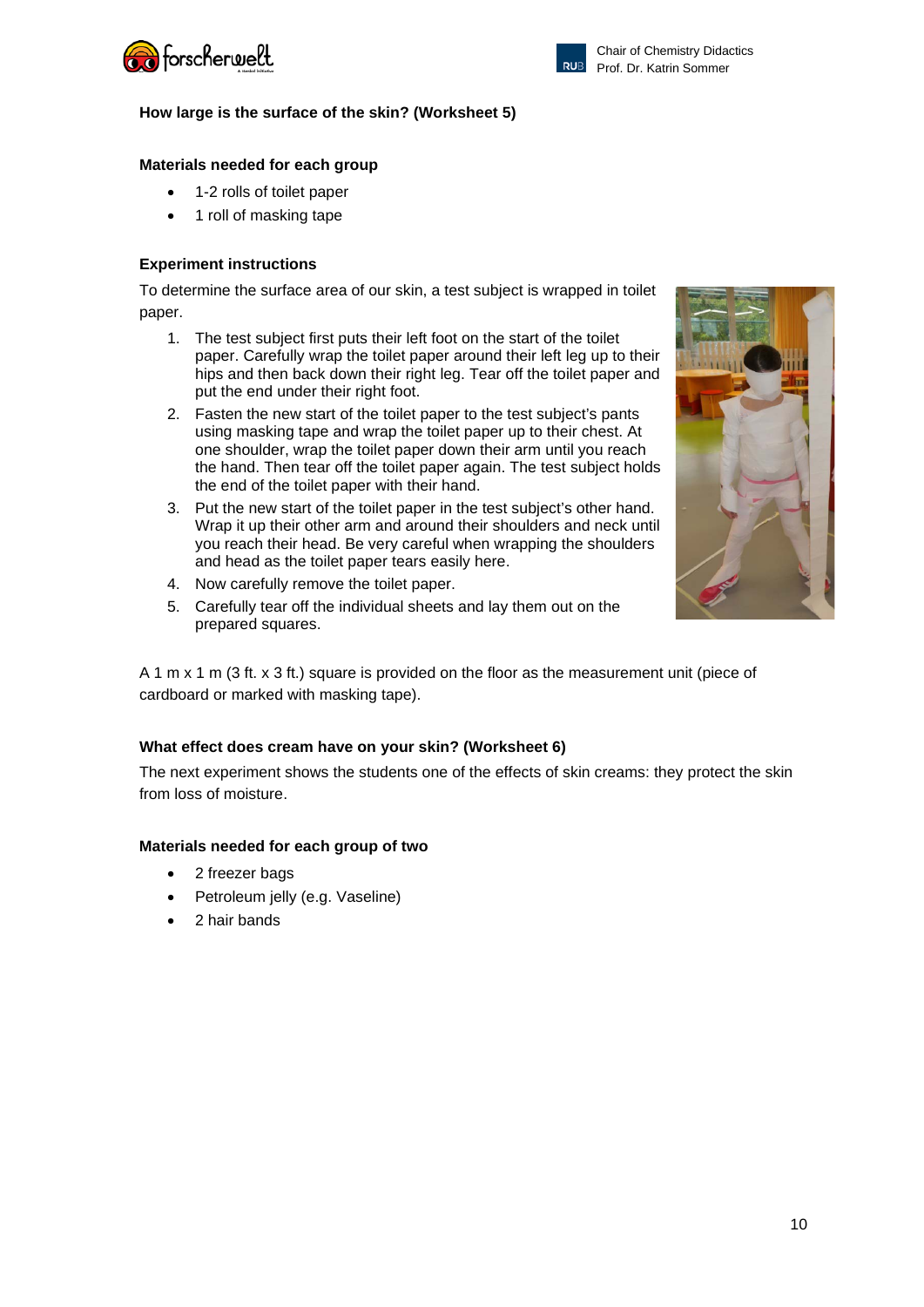### How large is the surface of the skin? (Worksheet 5)

**Materials needed for each group**

- 1-2 rolls of toilet paper
- 1 roll of masking tape

**Experiment instructions**

To determine the surface area of our skin, a test subject is wrapped in toilet paper.

1. The test subject first puts their left foot on the start of the toilet paper. Carefully wrap the toilet paper around their left leg up to their hips and then back down their right leg. Tear off the toilet paper and put the end under their right foot.
2. Fasten the new start of the toilet paper to the test subject's pants using masking tape and wrap the toilet paper up to their chest. At one shoulder, wrap the toilet paper down their arm until you reach the hand. Then tear off the toilet paper again. The test subject holds the end of the toilet paper with their hand.
3. Put the new start of the toilet paper in the test subject's other hand. Wrap it up their other arm and around their shoulders and neck until you reach their head. Be very careful when wrapping the shoulders and head as the toilet paper tears easily here.
4. Now carefully remove the toilet paper.
5. Carefully tear off the individual sheets and lay them out on the prepared squares.

A 1 m x 1 m (3 ft. x 3 ft.) square is provided on the floor as the measurement unit (piece of cardboard or marked with masking tape).

### What effect does cream have on your skin? (Worksheet 6)

The next experiment shows the students one of the effects of skin creams: they protect the skin from loss of moisture.

**Materials needed for each group of two**

- 2 freezer bags
- Petroleum jelly (e.g. Vaseline)
- 2 hair bands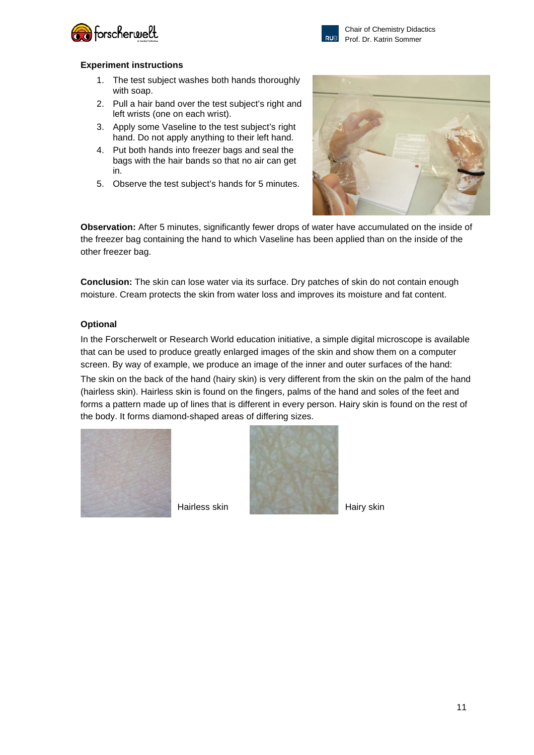**Experiment instructions**

1. The test subject washes both hands thoroughly with soap.
2. Pull a hair band over the test subject's right and left wrists (one on each wrist).
3. Apply some Vaseline to the test subject's right hand. Do not apply anything to their left hand.
4. Put both hands into freezer bags and seal the bags with the hair bands so that no air can get in.
5. Observe the test subject's hands for 5 minutes.

**Observation:** After 5 minutes, significantly fewer drops of water have accumulated on the inside of the freezer bag containing the hand to which Vaseline has been applied than on the inside of the other freezer bag.

**Conclusion:** The skin can lose water via its surface. Dry patches of skin do not contain enough moisture. Cream protects the skin from water loss and improves its moisture and fat content.

**Optional**

In the Forscherwelt or Research World education initiative, a simple digital microscope is available that can be used to produce greatly enlarged images of the skin and show them on a computer screen. By way of example, we produce an image of the inner and outer surfaces of the hand:

The skin on the back of the hand (hairy skin) is very different from the skin on the palm of the hand (hairless skin). Hairless skin is found on the fingers, palms of the hand and soles of the feet and forms a pattern made up of lines that is different in every person. Hairy skin is found on the rest of the body. It forms diamond-shaped areas of differing sizes.

Hairless skin

Hairy skin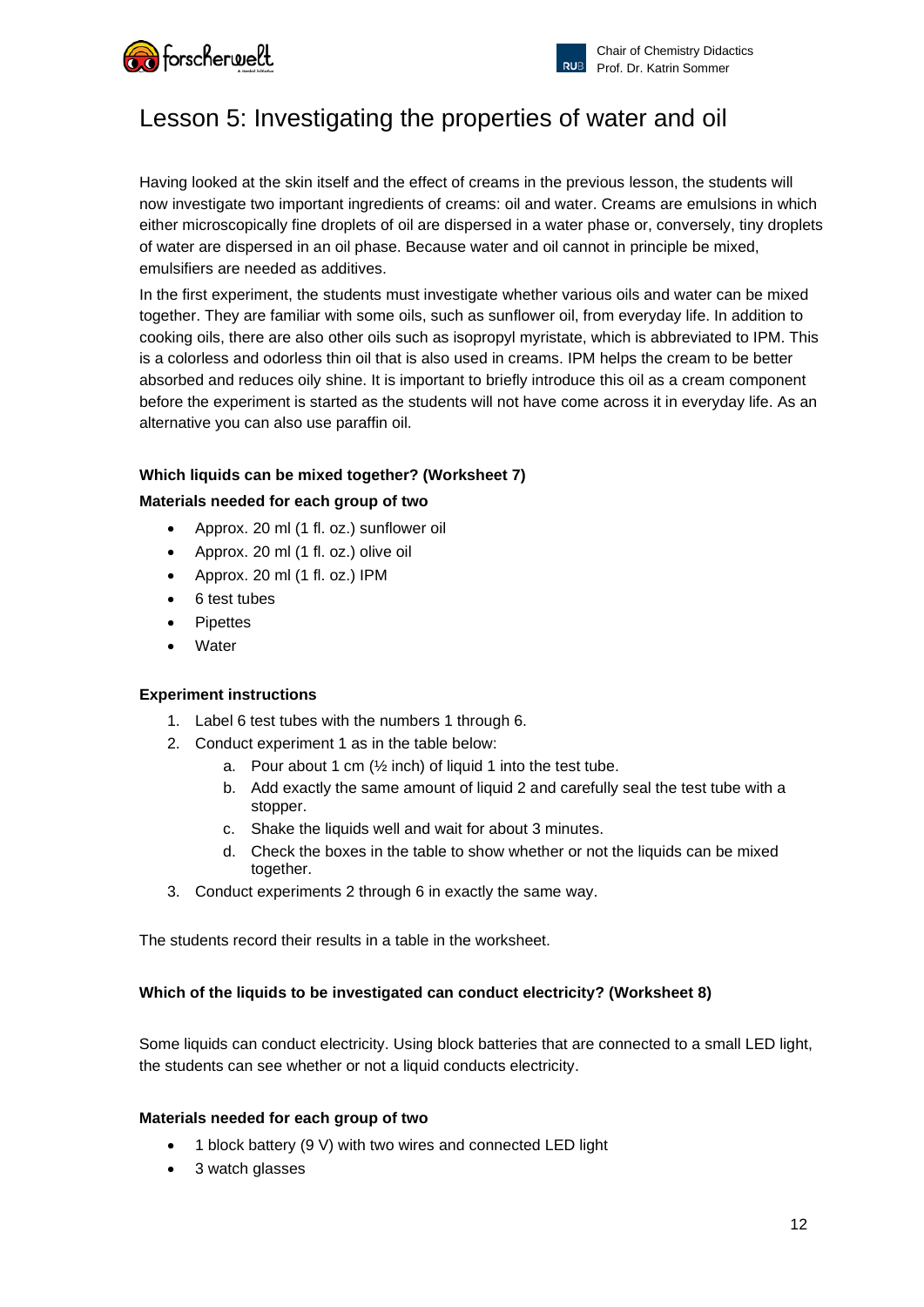# Lesson 5: Investigating the properties of water and oil

Having looked at the skin itself and the effect of creams in the previous lesson, the students will now investigate two important ingredients of creams: oil and water. Creams are emulsions in which either microscopically fine droplets of oil are dispersed in a water phase or, conversely, tiny droplets of water are dispersed in an oil phase. Because water and oil cannot in principle be mixed, emulsifiers are needed as additives.

In the first experiment, the students must investigate whether various oils and water can be mixed together. They are familiar with some oils, such as sunflower oil, from everyday life. In addition to cooking oils, there are also other oils such as isopropyl myristate, which is abbreviated to IPM. This is a colorless and odorless thin oil that is also used in creams. IPM helps the cream to be better absorbed and reduces oily shine. It is important to briefly introduce this oil as a cream component before the experiment is started as the students will not have come across it in everyday life. As an alternative you can also use paraffin oil.

**Which liquids can be mixed together? (Worksheet 7)**

**Materials needed for each group of two**

- Approx. 20 ml (1 fl. oz.) sunflower oil
- Approx. 20 ml (1 fl. oz.) olive oil
- Approx. 20 ml (1 fl. oz.) IPM
- 6 test tubes
- Pipettes
- Water

**Experiment instructions**

1. Label 6 test tubes with the numbers 1 through 6.
2. Conduct experiment 1 as in the table below:
   a. Pour about 1 cm (½ inch) of liquid 1 into the test tube.
   b. Add exactly the same amount of liquid 2 and carefully seal the test tube with a stopper.
   c. Shake the liquids well and wait for about 3 minutes.
   d. Check the boxes in the table to show whether or not the liquids can be mixed together.
3. Conduct experiments 2 through 6 in exactly the same way.

The students record their results in a table in the worksheet.

**Which of the liquids to be investigated can conduct electricity? (Worksheet 8)**

Some liquids can conduct electricity. Using block batteries that are connected to a small LED light, the students can see whether or not a liquid conducts electricity.

**Materials needed for each group of two**

- 1 block battery (9 V) with two wires and connected LED light
- 3 watch glasses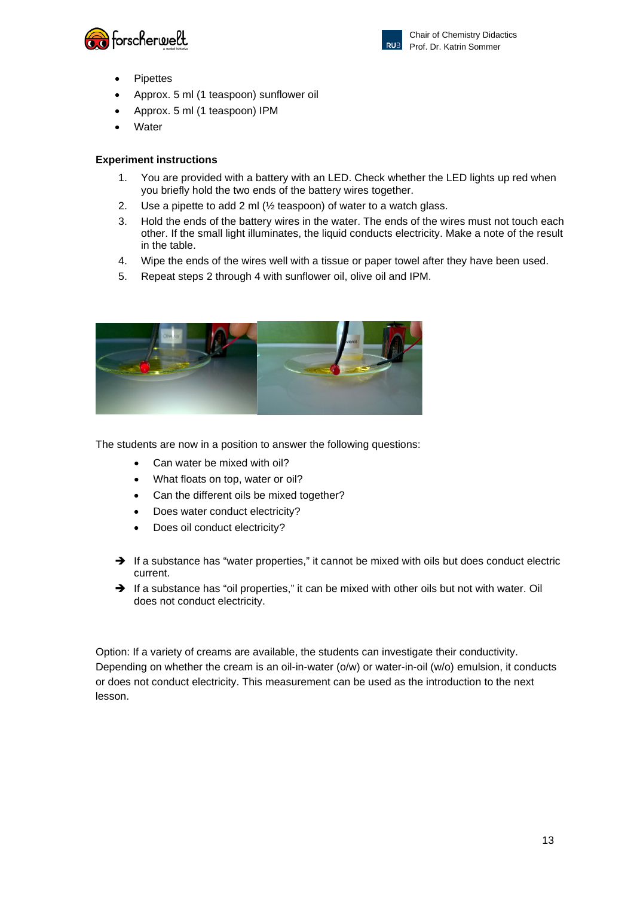- Pipettes
- Approx. 5 ml (1 teaspoon) sunflower oil
- Approx. 5 ml (1 teaspoon) IPM
- Water

**Experiment instructions**

1. You are provided with a battery with an LED. Check whether the LED lights up red when you briefly hold the two ends of the battery wires together.
2. Use a pipette to add 2 ml (½ teaspoon) of water to a watch glass.
3. Hold the ends of the battery wires in the water. The ends of the wires must not touch each other. If the small light illuminates, the liquid conducts electricity. Make a note of the result in the table.
4. Wipe the ends of the wires well with a tissue or paper towel after they have been used.
5. Repeat steps 2 through 4 with sunflower oil, olive oil and IPM.

The students are now in a position to answer the following questions:

- Can water be mixed with oil?
- What floats on top, water or oil?
- Can the different oils be mixed together?
- Does water conduct electricity?
- Does oil conduct electricity?

➔ If a substance has "water properties," it cannot be mixed with oils but does conduct electric current.

➔ If a substance has "oil properties," it can be mixed with other oils but not with water. Oil does not conduct electricity.

Option: If a variety of creams are available, the students can investigate their conductivity. Depending on whether the cream is an oil-in-water (o/w) or water-in-oil (w/o) emulsion, it conducts or does not conduct electricity. This measurement can be used as the introduction to the next lesson.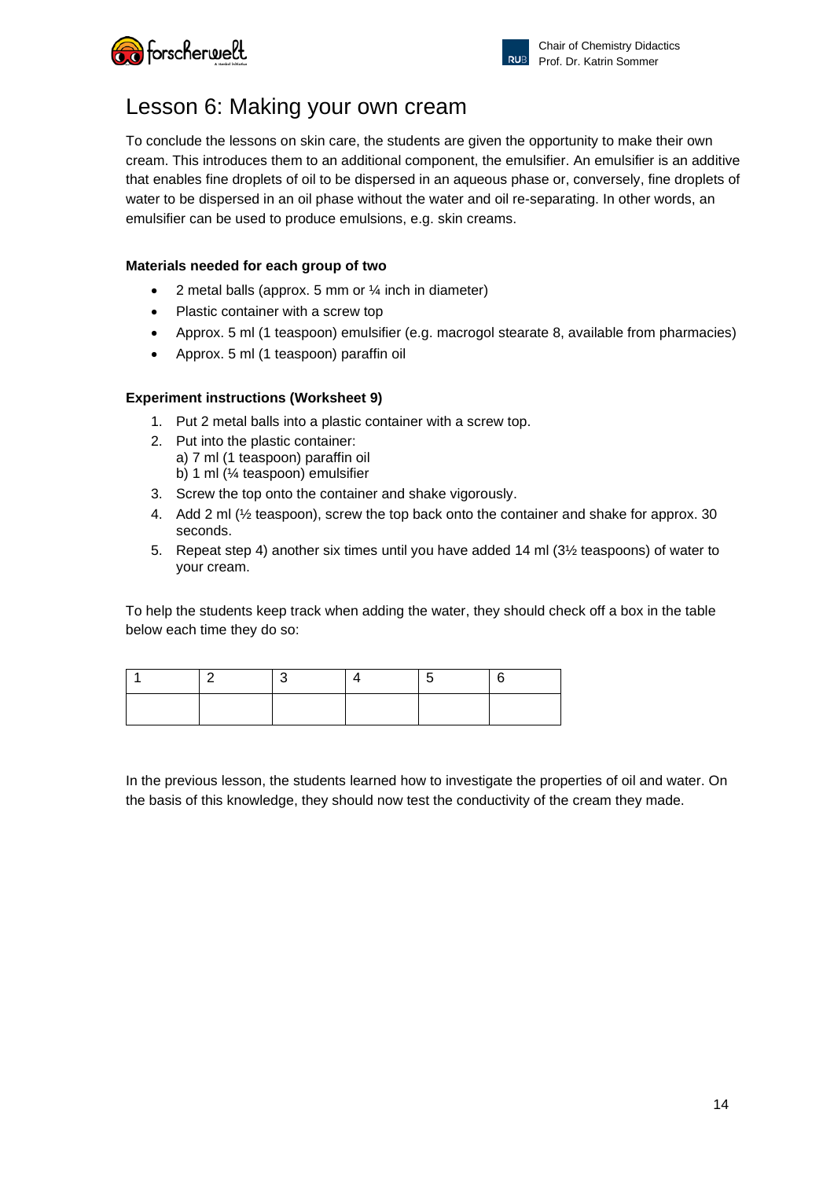# Lesson 6: Making your own cream

To conclude the lessons on skin care, the students are given the opportunity to make their own cream. This introduces them to an additional component, the emulsifier. An emulsifier is an additive that enables fine droplets of oil to be dispersed in an aqueous phase or, conversely, fine droplets of water to be dispersed in an oil phase without the water and oil re-separating. In other words, an emulsifier can be used to produce emulsions, e.g. skin creams.

**Materials needed for each group of two**

- 2 metal balls (approx. 5 mm or ¼ inch in diameter)
- Plastic container with a screw top
- Approx. 5 ml (1 teaspoon) emulsifier (e.g. macrogol stearate 8, available from pharmacies)
- Approx. 5 ml (1 teaspoon) paraffin oil

**Experiment instructions (Worksheet 9)**

1. Put 2 metal balls into a plastic container with a screw top.
2. Put into the plastic container:
   a) 7 ml (1 teaspoon) paraffin oil
   b) 1 ml (¼ teaspoon) emulsifier
3. Screw the top onto the container and shake vigorously.
4. Add 2 ml (½ teaspoon), screw the top back onto the container and shake for approx. 30 seconds.
5. Repeat step 4) another six times until you have added 14 ml (3½ teaspoons) of water to your cream.

To help the students keep track when adding the water, they should check off a box in the table below each time they do so:

| 1 | 2 | 3 | 4 | 5 | 6 |
|---|---|---|---|---|---|
| | | | | | |

In the previous lesson, the students learned how to investigate the properties of oil and water. On the basis of this knowledge, they should now test the conductivity of the cream they made.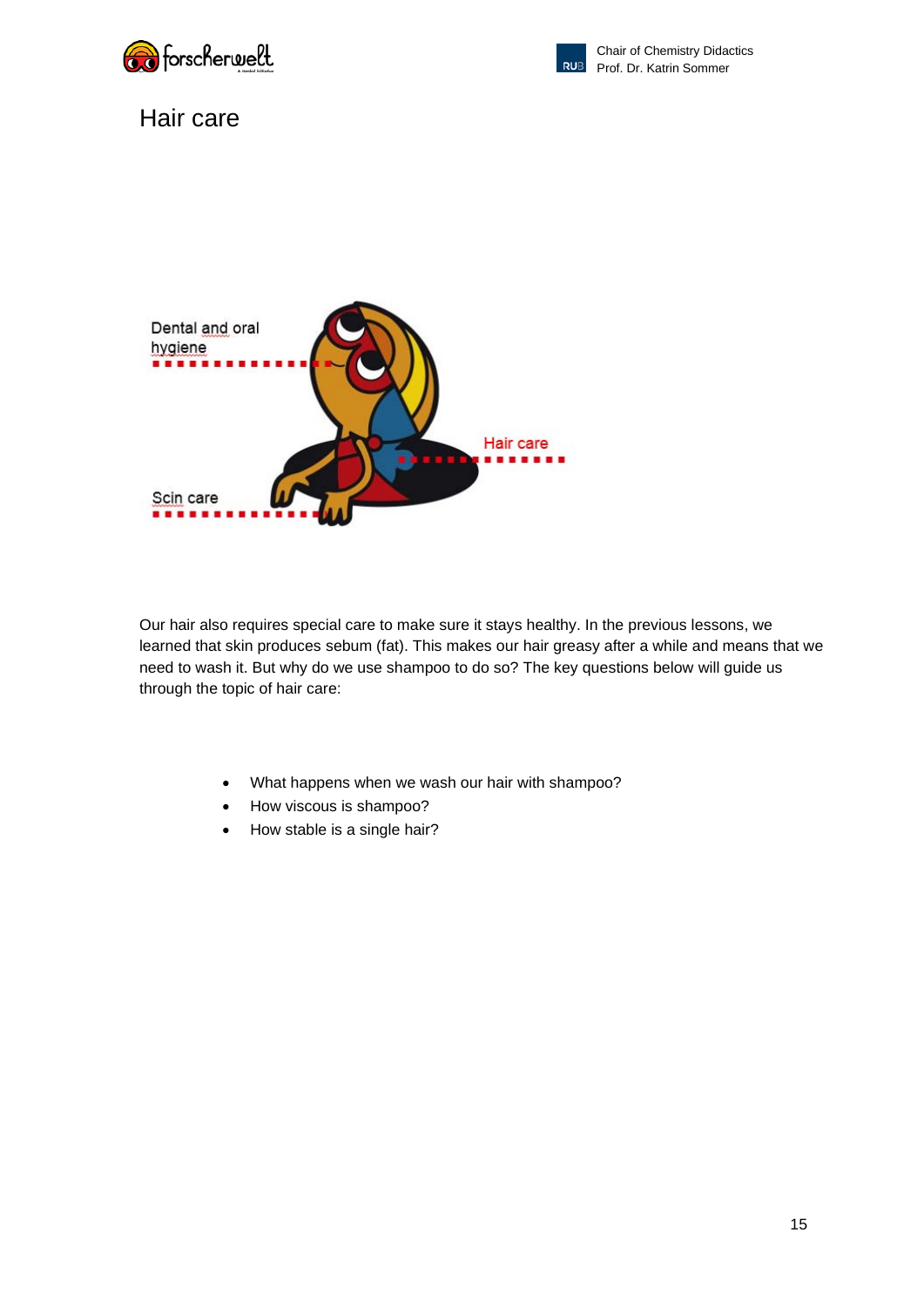# Hair care

Dental and oral hygiene

Hair care

Scin care

Our hair also requires special care to make sure it stays healthy. In the previous lessons, we learned that skin produces sebum (fat). This makes our hair greasy after a while and means that we need to wash it. But why do we use shampoo to do so? The key questions below will guide us through the topic of hair care:

- What happens when we wash our hair with shampoo?
- How viscous is shampoo?
- How stable is a single hair?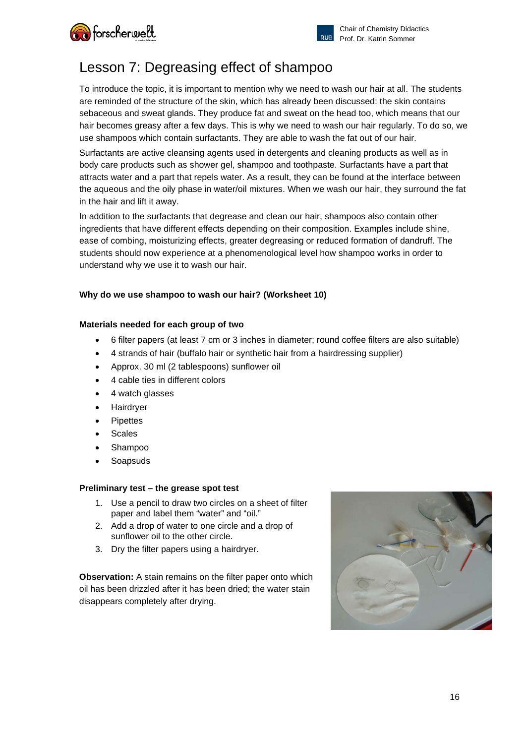# Lesson 7: Degreasing effect of shampoo

To introduce the topic, it is important to mention why we need to wash our hair at all. The students are reminded of the structure of the skin, which has already been discussed: the skin contains sebaceous and sweat glands. They produce fat and sweat on the head too, which means that our hair becomes greasy after a few days. This is why we need to wash our hair regularly. To do so, we use shampoos which contain surfactants. They are able to wash the fat out of our hair.

Surfactants are active cleansing agents used in detergents and cleaning products as well as in body care products such as shower gel, shampoo and toothpaste. Surfactants have a part that attracts water and a part that repels water. As a result, they can be found at the interface between the aqueous and the oily phase in water/oil mixtures. When we wash our hair, they surround the fat in the hair and lift it away.

In addition to the surfactants that degrease and clean our hair, shampoos also contain other ingredients that have different effects depending on their composition. Examples include shine, ease of combing, moisturizing effects, greater degreasing or reduced formation of dandruff. The students should now experience at a phenomenological level how shampoo works in order to understand why we use it to wash our hair.

**Why do we use shampoo to wash our hair? (Worksheet 10)**

**Materials needed for each group of two**

- 6 filter papers (at least 7 cm or 3 inches in diameter; round coffee filters are also suitable)
- 4 strands of hair (buffalo hair or synthetic hair from a hairdressing supplier)
- Approx. 30 ml (2 tablespoons) sunflower oil
- 4 cable ties in different colors
- 4 watch glasses
- Hairdryer
- Pipettes
- Scales
- Shampoo
- Soapsuds

**Preliminary test – the grease spot test**

1. Use a pencil to draw two circles on a sheet of filter paper and label them "water" and "oil."
2. Add a drop of water to one circle and a drop of sunflower oil to the other circle.
3. Dry the filter papers using a hairdryer.

**Observation:** A stain remains on the filter paper onto which oil has been drizzled after it has been dried; the water stain disappears completely after drying.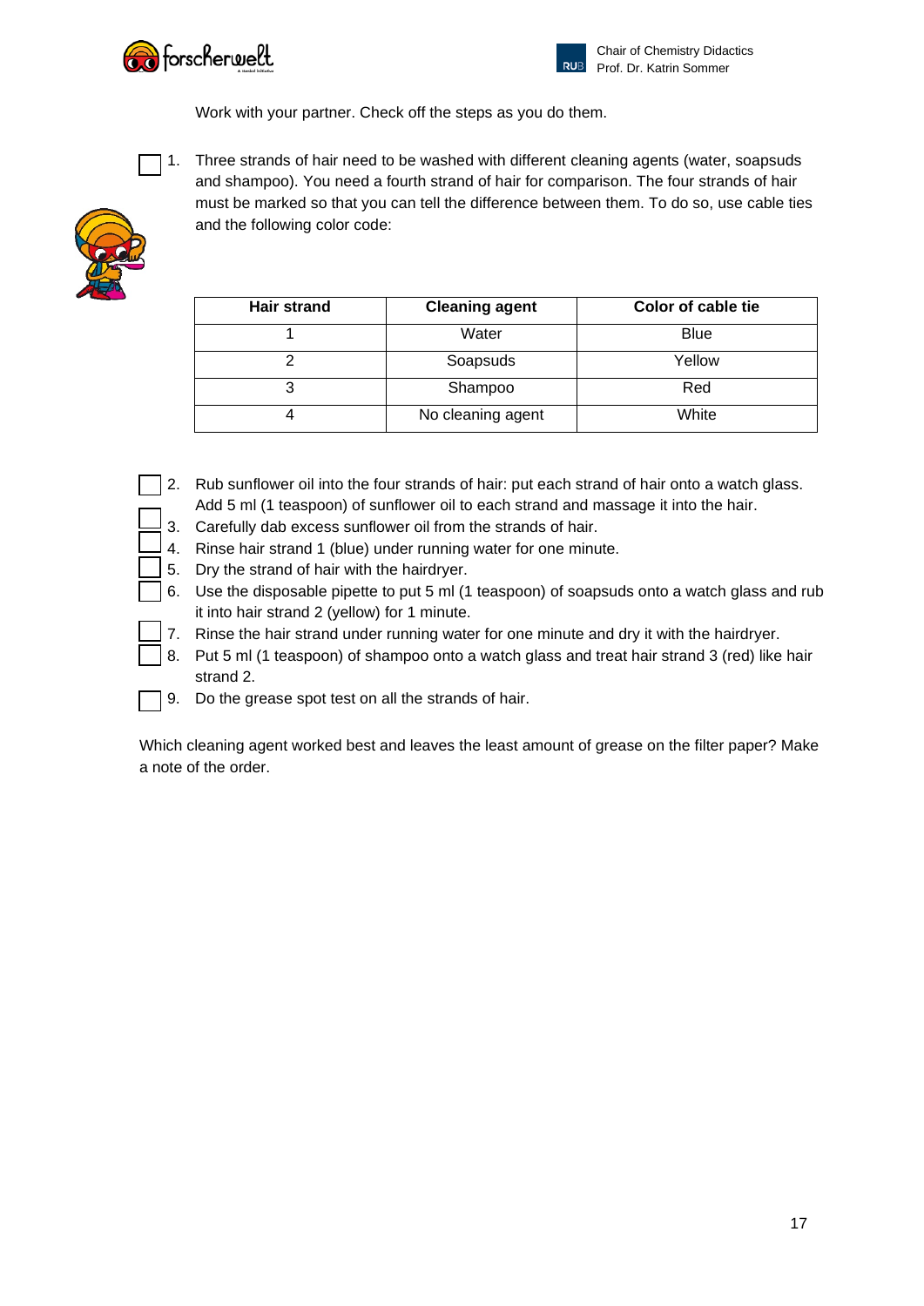Work with your partner. Check off the steps as you do them.

- [ ] 1. Three strands of hair need to be washed with different cleaning agents (water, soapsuds and shampoo). You need a fourth strand of hair for comparison. The four strands of hair must be marked so that you can tell the difference between them. To do so, use cable ties and the following color code:

| Hair strand | Cleaning agent | Color of cable tie |
|---|---|---|
| 1 | Water | Blue |
| 2 | Soapsuds | Yellow |
| 3 | Shampoo | Red |
| 4 | No cleaning agent | White |

- [ ] 2. Rub sunflower oil into the four strands of hair: put each strand of hair onto a watch glass. Add 5 ml (1 teaspoon) of sunflower oil to each strand and massage it into the hair.
- [ ] 3. Carefully dab excess sunflower oil from the strands of hair.
- [ ] 4. Rinse hair strand 1 (blue) under running water for one minute.
- [ ] 5. Dry the strand of hair with the hairdryer.
- [ ] 6. Use the disposable pipette to put 5 ml (1 teaspoon) of soapsuds onto a watch glass and rub it into hair strand 2 (yellow) for 1 minute.
- [ ] 7. Rinse the hair strand under running water for one minute and dry it with the hairdryer.
- [ ] 8. Put 5 ml (1 teaspoon) of shampoo onto a watch glass and treat hair strand 3 (red) like hair strand 2.
- [ ] 9. Do the grease spot test on all the strands of hair.

Which cleaning agent worked best and leaves the least amount of grease on the filter paper? Make a note of the order.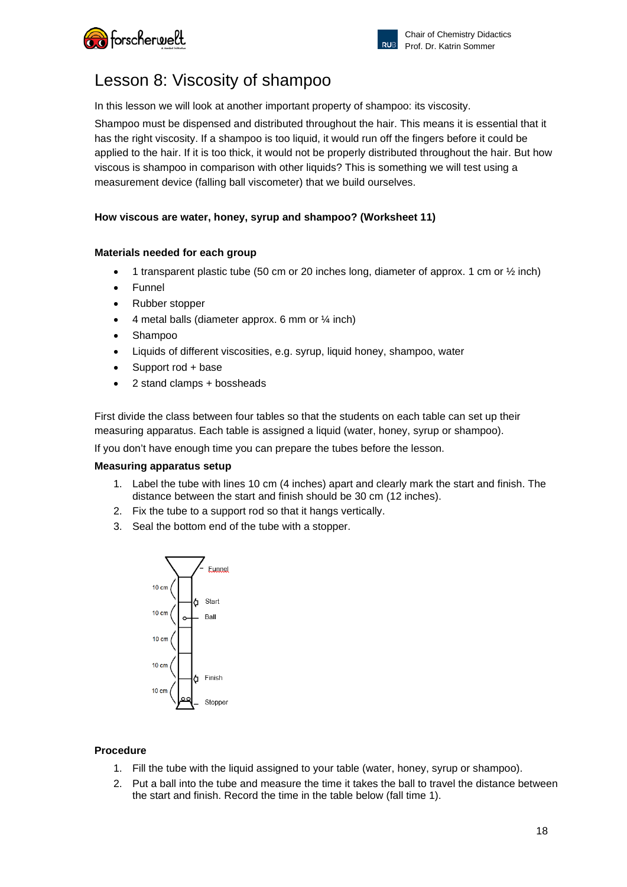# Lesson 8: Viscosity of shampoo

In this lesson we will look at another important property of shampoo: its viscosity.

Shampoo must be dispensed and distributed throughout the hair. This means it is essential that it has the right viscosity. If a shampoo is too liquid, it would run off the fingers before it could be applied to the hair. If it is too thick, it would not be properly distributed throughout the hair. But how viscous is shampoo in comparison with other liquids? This is something we will test using a measurement device (falling ball viscometer) that we build ourselves.

**How viscous are water, honey, syrup and shampoo? (Worksheet 11)**

**Materials needed for each group**

- 1 transparent plastic tube (50 cm or 20 inches long, diameter of approx. 1 cm or ½ inch)
- Funnel
- Rubber stopper
- 4 metal balls (diameter approx. 6 mm or ¼ inch)
- Shampoo
- Liquids of different viscosities, e.g. syrup, liquid honey, shampoo, water
- Support rod + base
- 2 stand clamps + bossheads

First divide the class between four tables so that the students on each table can set up their measuring apparatus. Each table is assigned a liquid (water, honey, syrup or shampoo).

If you don't have enough time you can prepare the tubes before the lesson.

**Measuring apparatus setup**

1. Label the tube with lines 10 cm (4 inches) apart and clearly mark the start and finish. The distance between the start and finish should be 30 cm (12 inches).
2. Fix the tube to a support rod so that it hangs vertically.
3. Seal the bottom end of the tube with a stopper.

Funnel
10 cm
10 cm
10 cm
10 cm
10 cm
Start
Ball
Finish
Stopper

**Procedure**

1. Fill the tube with the liquid assigned to your table (water, honey, syrup or shampoo).
2. Put a ball into the tube and measure the time it takes the ball to travel the distance between the start and finish. Record the time in the table below (fall time 1).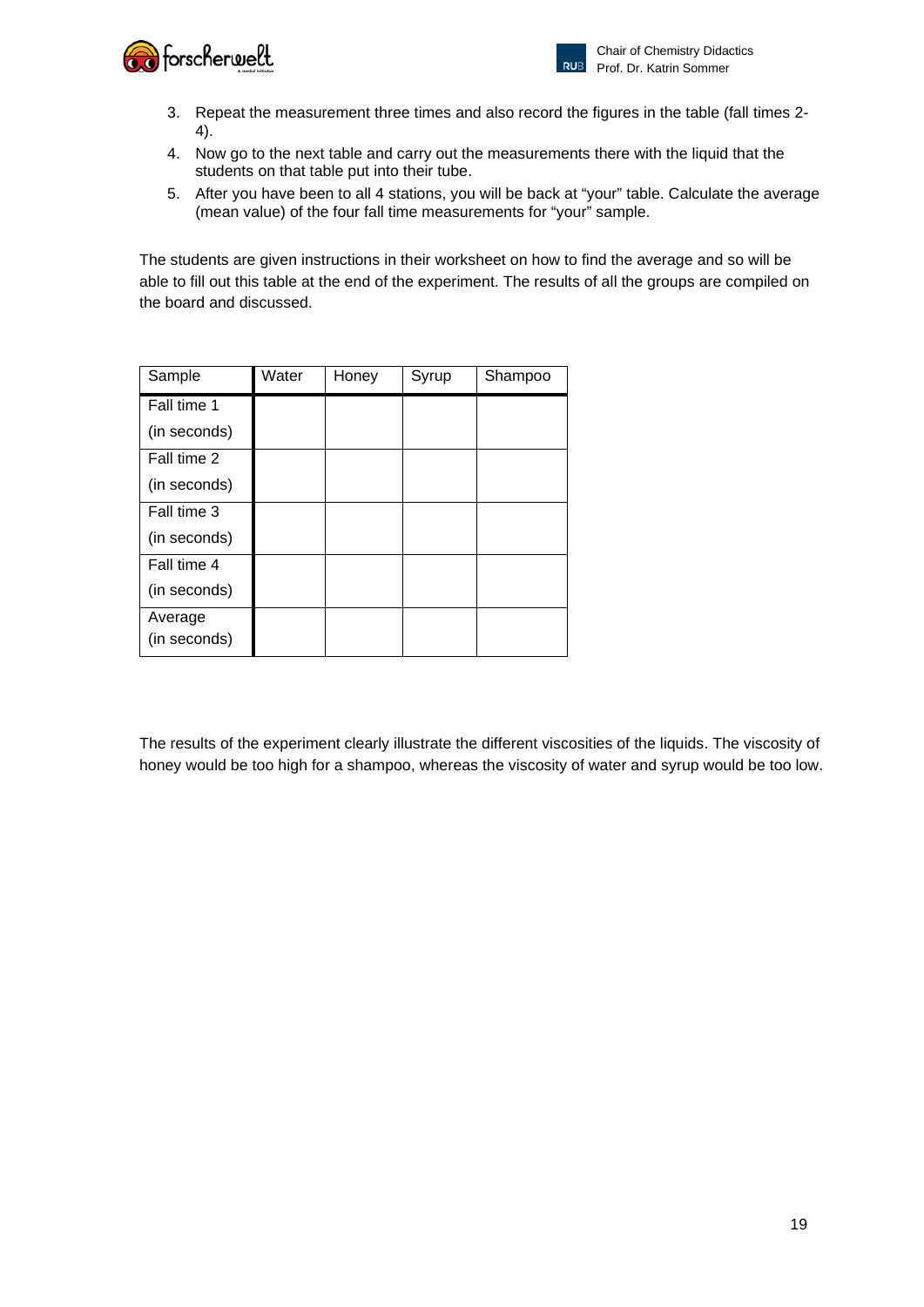3. Repeat the measurement three times and also record the figures in the table (fall times 2-4).
4. Now go to the next table and carry out the measurements there with the liquid that the students on that table put into their tube.
5. After you have been to all 4 stations, you will be back at "your" table. Calculate the average (mean value) of the four fall time measurements for "your" sample.

The students are given instructions in their worksheet on how to find the average and so will be able to fill out this table at the end of the experiment. The results of all the groups are compiled on the board and discussed.

| Sample | Water | Honey | Syrup | Shampoo |
|---|---|---|---|---|
| Fall time 1 (in seconds) | | | | |
| Fall time 2 (in seconds) | | | | |
| Fall time 3 (in seconds) | | | | |
| Fall time 4 (in seconds) | | | | |
| Average (in seconds) | | | | |

The results of the experiment clearly illustrate the different viscosities of the liquids. The viscosity of honey would be too high for a shampoo, whereas the viscosity of water and syrup would be too low.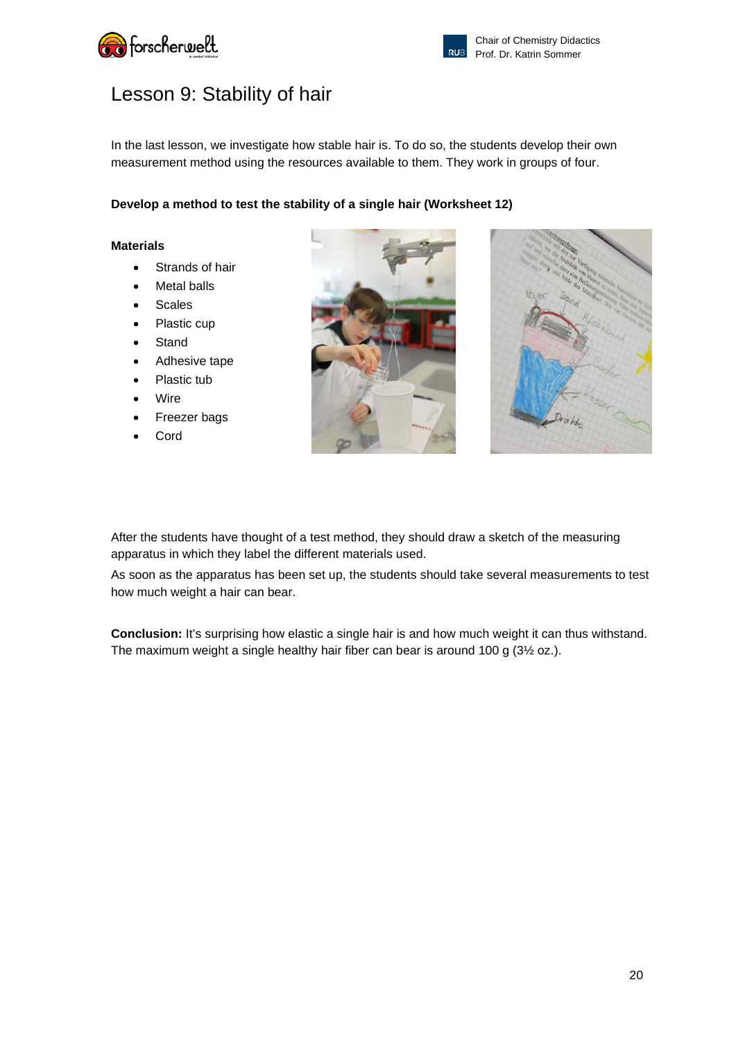# Lesson 9: Stability of hair

In the last lesson, we investigate how stable hair is. To do so, the students develop their own measurement method using the resources available to them. They work in groups of four.

**Develop a method to test the stability of a single hair (Worksheet 12)**

**Materials**

- Strands of hair
- Metal balls
- Scales
- Plastic cup
- Stand
- Adhesive tape
- Plastic tub
- Wire
- Freezer bags
- Cord

After the students have thought of a test method, they should draw a sketch of the measuring apparatus in which they label the different materials used.

As soon as the apparatus has been set up, the students should take several measurements to test how much weight a hair can bear.

**Conclusion:** It's surprising how elastic a single hair is and how much weight it can thus withstand. The maximum weight a single healthy hair fiber can bear is around 100 g (3½ oz.).